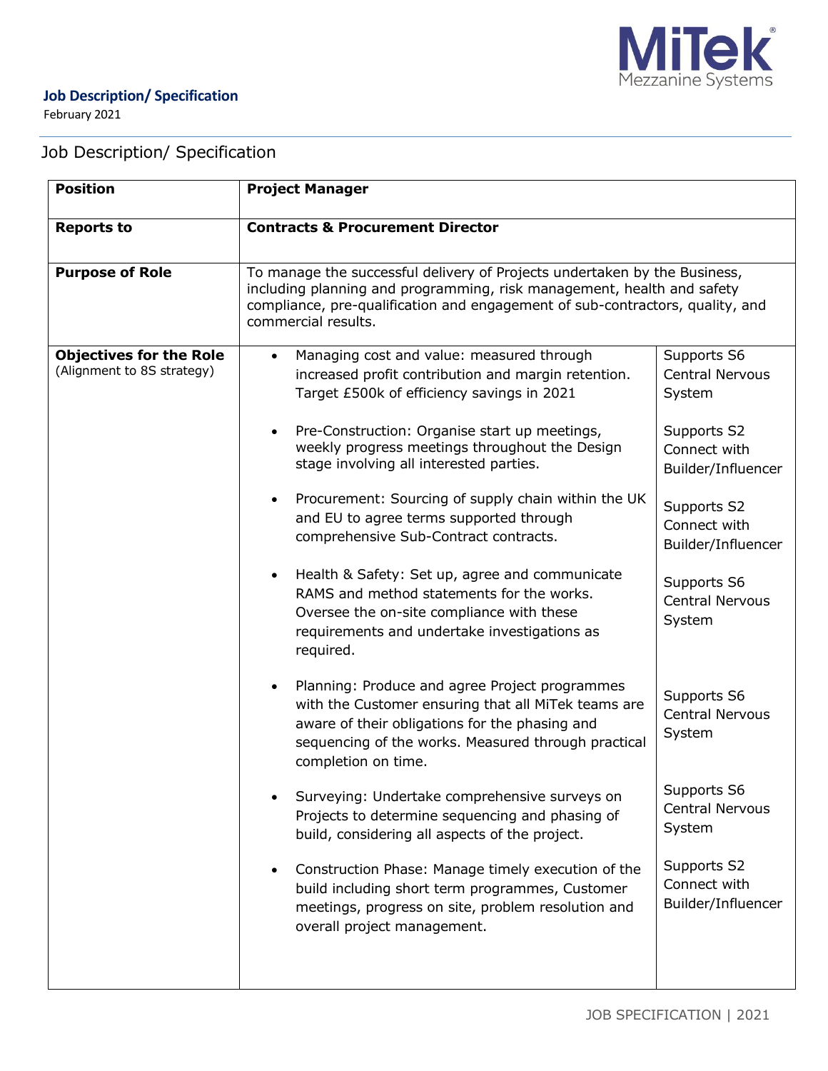**Job Description/ Specification**

February 2021

# Job Description/ Specification

| **Position** | **Project Manager** | |
|---|---|---|
| **Reports to** | **Contracts & Procurement Director** | |
| **Purpose of Role** | To manage the successful delivery of Projects undertaken by the Business, including planning and programming, risk management, health and safety compliance, pre-qualification and engagement of sub-contractors, quality, and commercial results. | |
| **Objectives for the Role** (Alignment to 8S strategy) | • Managing cost and value: measured through increased profit contribution and margin retention. Target £500k of efficiency savings in 2021 | Supports S6 Central Nervous System |
| | • Pre-Construction: Organise start up meetings, weekly progress meetings throughout the Design stage involving all interested parties. | Supports S2 Connect with Builder/Influencer |
| | • Procurement: Sourcing of supply chain within the UK and EU to agree terms supported through comprehensive Sub-Contract contracts. | Supports S2 Connect with Builder/Influencer |
| | • Health & Safety: Set up, agree and communicate RAMS and method statements for the works. Oversee the on-site compliance with these requirements and undertake investigations as required. | Supports S6 Central Nervous System |
| | • Planning: Produce and agree Project programmes with the Customer ensuring that all MiTek teams are aware of their obligations for the phasing and sequencing of the works. Measured through practical completion on time. | Supports S6 Central Nervous System |
| | • Surveying: Undertake comprehensive surveys on Projects to determine sequencing and phasing of build, considering all aspects of the project. | Supports S6 Central Nervous System |
| | • Construction Phase: Manage timely execution of the build including short term programmes, Customer meetings, progress on site, problem resolution and overall project management. | Supports S2 Connect with Builder/Influencer |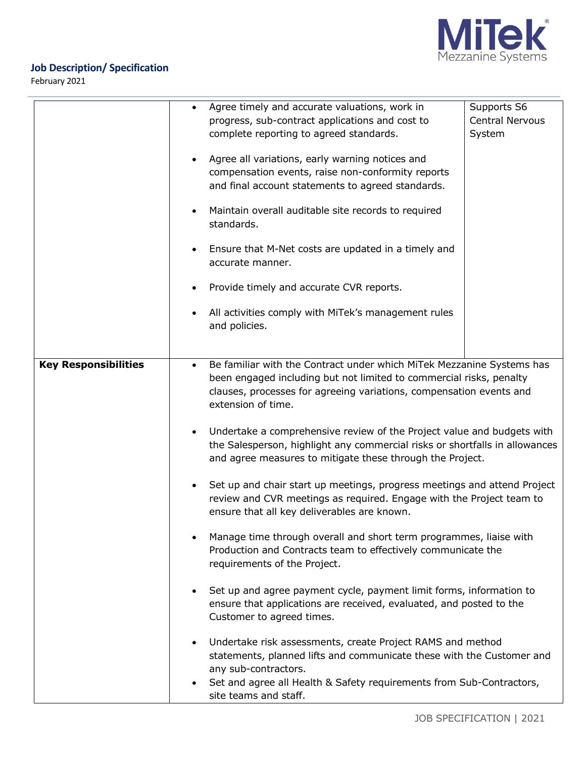| | | |
|---|---|---|
| | • Agree timely and accurate valuations, work in progress, sub-contract applications and cost to complete reporting to agreed standards.<br><br>• Agree all variations, early warning notices and compensation events, raise non-conformity reports and final account statements to agreed standards.<br><br>• Maintain overall auditable site records to required standards.<br><br>• Ensure that M-Net costs are updated in a timely and accurate manner.<br><br>• Provide timely and accurate CVR reports.<br><br>• All activities comply with MiTek's management rules and policies. | Supports S6 Central Nervous System |
| **Key Responsibilities** | • Be familiar with the Contract under which MiTek Mezzanine Systems has been engaged including but not limited to commercial risks, penalty clauses, processes for agreeing variations, compensation events and extension of time.<br><br>• Undertake a comprehensive review of the Project value and budgets with the Salesperson, highlight any commercial risks or shortfalls in allowances and agree measures to mitigate these through the Project.<br><br>• Set up and chair start up meetings, progress meetings and attend Project review and CVR meetings as required. Engage with the Project team to ensure that all key deliverables are known.<br><br>• Manage time through overall and short term programmes, liaise with Production and Contracts team to effectively communicate the requirements of the Project.<br><br>• Set up and agree payment cycle, payment limit forms, information to ensure that applications are received, evaluated, and posted to the Customer to agreed times.<br><br>• Undertake risk assessments, create Project RAMS and method statements, planned lifts and communicate these with the Customer and any sub-contractors.<br>• Set and agree all Health & Safety requirements from Sub-Contractors, site teams and staff. | |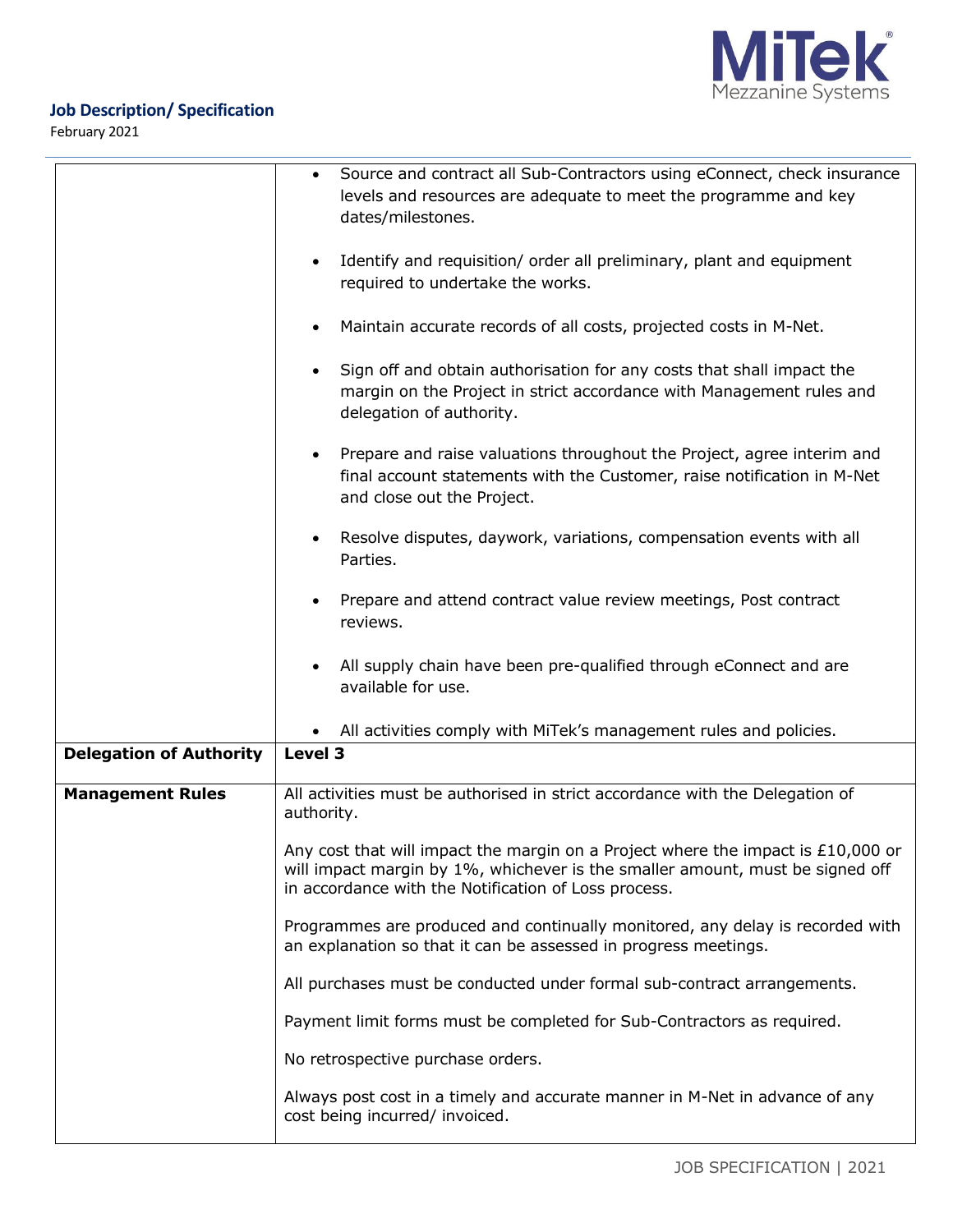**Job Description/ Specification**

February 2021

| | |
|---|---|
| | • Source and contract all Sub-Contractors using eConnect, check insurance levels and resources are adequate to meet the programme and key dates/milestones.<br><br>• Identify and requisition/ order all preliminary, plant and equipment required to undertake the works.<br><br>• Maintain accurate records of all costs, projected costs in M-Net.<br><br>• Sign off and obtain authorisation for any costs that shall impact the margin on the Project in strict accordance with Management rules and delegation of authority.<br><br>• Prepare and raise valuations throughout the Project, agree interim and final account statements with the Customer, raise notification in M-Net and close out the Project.<br><br>• Resolve disputes, daywork, variations, compensation events with all Parties.<br><br>• Prepare and attend contract value review meetings, Post contract reviews.<br><br>• All supply chain have been pre-qualified through eConnect and are available for use.<br><br>• All activities comply with MiTek's management rules and policies. |
| **Delegation of Authority** | **Level 3** |
| **Management Rules** | All activities must be authorised in strict accordance with the Delegation of authority.<br><br>Any cost that will impact the margin on a Project where the impact is £10,000 or will impact margin by 1%, whichever is the smaller amount, must be signed off in accordance with the Notification of Loss process.<br><br>Programmes are produced and continually monitored, any delay is recorded with an explanation so that it can be assessed in progress meetings.<br><br>All purchases must be conducted under formal sub-contract arrangements.<br><br>Payment limit forms must be completed for Sub-Contractors as required.<br><br>No retrospective purchase orders.<br><br>Always post cost in a timely and accurate manner in M-Net in advance of any cost being incurred/ invoiced. |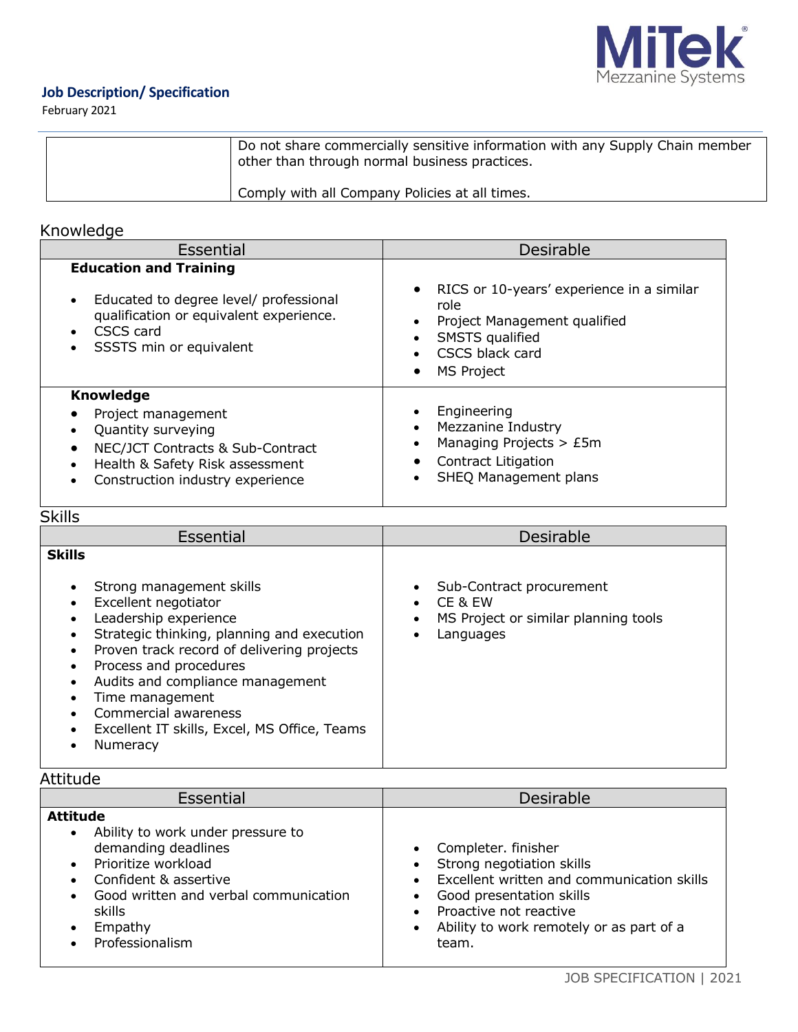**Job Description/ Specification**
February 2021

| | |
|---|---|
| | Do not share commercially sensitive information with any Supply Chain member other than through normal business practices.<br><br>Comply with all Company Policies at all times. |

## Knowledge

| Essential | Desirable |
|---|---|
| **Education and Training**<br>• Educated to degree level/ professional qualification or equivalent experience.<br>• CSCS card<br>• SSSTS min or equivalent | • RICS or 10-years' experience in a similar role<br>• Project Management qualified<br>• SMSTS qualified<br>• CSCS black card<br>• MS Project |
| **Knowledge**<br>• Project management<br>• Quantity surveying<br>• NEC/JCT Contracts & Sub-Contract<br>• Health & Safety Risk assessment<br>• Construction industry experience | • Engineering<br>• Mezzanine Industry<br>• Managing Projects > £5m<br>• Contract Litigation<br>• SHEQ Management plans |

## Skills

| Essential | Desirable |
|---|---|
| **Skills**<br>• Strong management skills<br>• Excellent negotiator<br>• Leadership experience<br>• Strategic thinking, planning and execution<br>• Proven track record of delivering projects<br>• Process and procedures<br>• Audits and compliance management<br>• Time management<br>• Commercial awareness<br>• Excellent IT skills, Excel, MS Office, Teams<br>• Numeracy | • Sub-Contract procurement<br>• CE & EW<br>• MS Project or similar planning tools<br>• Languages |

## Attitude

| Essential | Desirable |
|---|---|
| **Attitude**<br>• Ability to work under pressure to demanding deadlines<br>• Prioritize workload<br>• Confident & assertive<br>• Good written and verbal communication skills<br>• Empathy<br>• Professionalism | • Completer. finisher<br>• Strong negotiation skills<br>• Excellent written and communication skills<br>• Good presentation skills<br>• Proactive not reactive<br>• Ability to work remotely or as part of a team. |